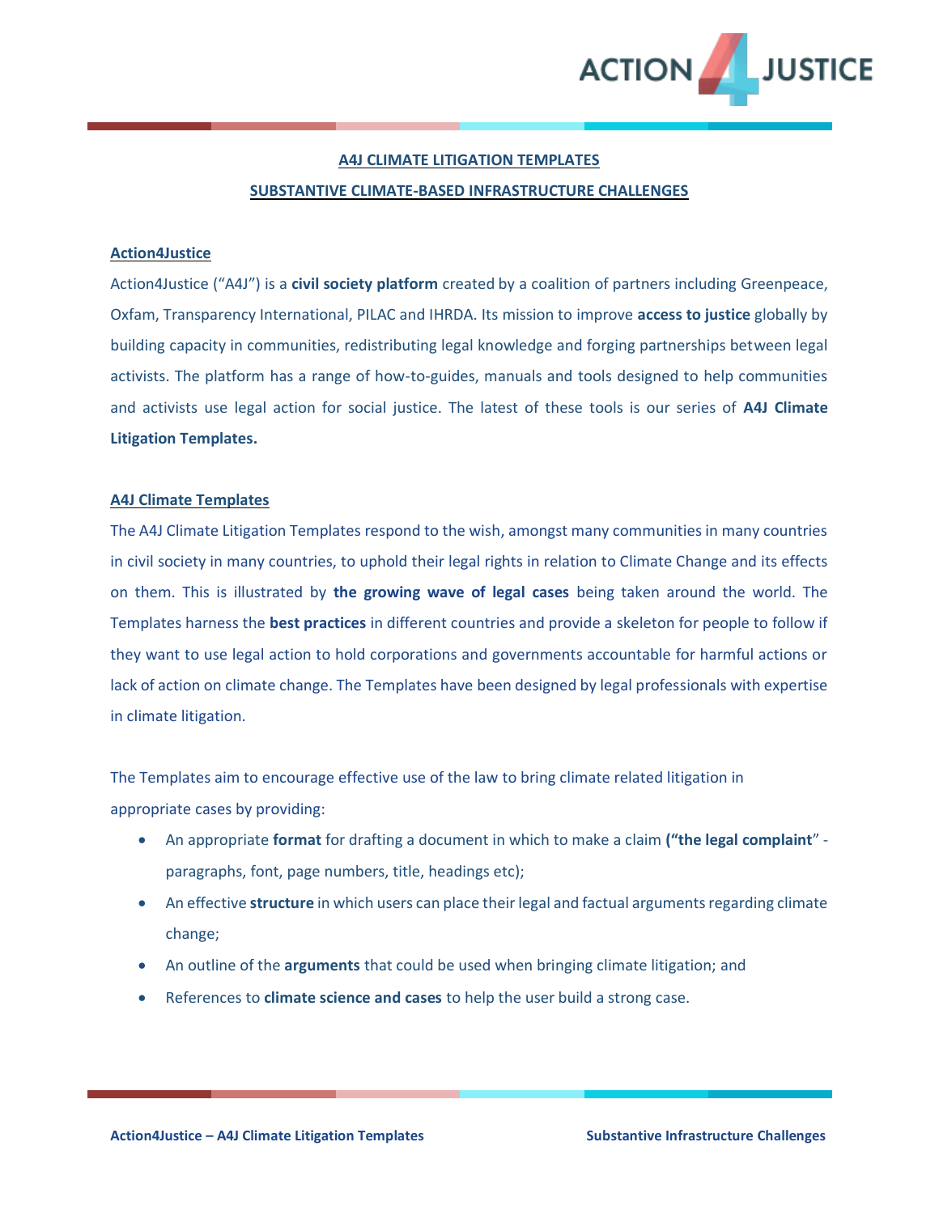# A4J CLIMATE LITIGATION TEMPLATES

## SUBSTANTIVE CLIMATE-BASED INFRASTRUCTURE CHALLENGES

### Action4Justice

Action4Justice ("A4J") is a **civil society platform** created by a coalition of partners including Greenpeace, Oxfam, Transparency International, PILAC and IHRDA. Its mission to improve **access to justice** globally by building capacity in communities, redistributing legal knowledge and forging partnerships between legal activists. The platform has a range of how-to-guides, manuals and tools designed to help communities and activists use legal action for social justice. The latest of these tools is our series of **A4J Climate Litigation Templates.**

### A4J Climate Templates

The A4J Climate Litigation Templates respond to the wish, amongst many communities in many countries in civil society in many countries, to uphold their legal rights in relation to Climate Change and its effects on them. This is illustrated by **the growing wave of legal cases** being taken around the world. The Templates harness the **best practices** in different countries and provide a skeleton for people to follow if they want to use legal action to hold corporations and governments accountable for harmful actions or lack of action on climate change. The Templates have been designed by legal professionals with expertise in climate litigation.

The Templates aim to encourage effective use of the law to bring climate related litigation in appropriate cases by providing:

- An appropriate **format** for drafting a document in which to make a claim **("the legal complaint**" - paragraphs, font, page numbers, title, headings etc);
- An effective **structure** in which users can place their legal and factual arguments regarding climate change;
- An outline of the **arguments** that could be used when bringing climate litigation; and
- References to **climate science and cases** to help the user build a strong case.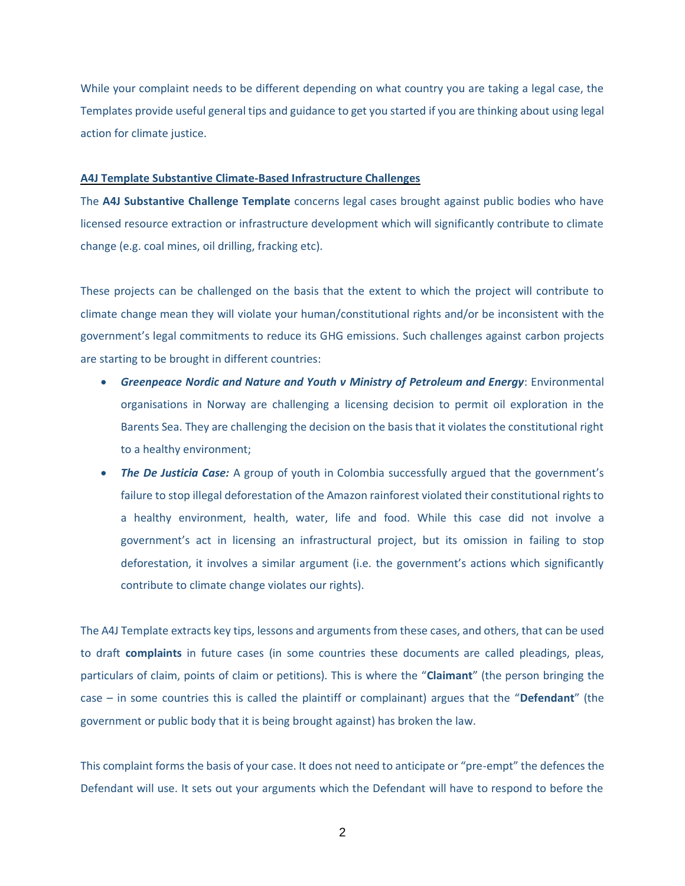While your complaint needs to be different depending on what country you are taking a legal case, the Templates provide useful general tips and guidance to get you started if you are thinking about using legal action for climate justice.

**A4J Template Substantive Climate-Based Infrastructure Challenges**

The **A4J Substantive Challenge Template** concerns legal cases brought against public bodies who have licensed resource extraction or infrastructure development which will significantly contribute to climate change (e.g. coal mines, oil drilling, fracking etc).

These projects can be challenged on the basis that the extent to which the project will contribute to climate change mean they will violate your human/constitutional rights and/or be inconsistent with the government's legal commitments to reduce its GHG emissions. Such challenges against carbon projects are starting to be brought in different countries:

- ***Greenpeace Nordic and Nature and Youth v Ministry of Petroleum and Energy***: Environmental organisations in Norway are challenging a licensing decision to permit oil exploration in the Barents Sea. They are challenging the decision on the basis that it violates the constitutional right to a healthy environment;
- ***The De Justicia Case:*** A group of youth in Colombia successfully argued that the government's failure to stop illegal deforestation of the Amazon rainforest violated their constitutional rights to a healthy environment, health, water, life and food. While this case did not involve a government's act in licensing an infrastructural project, but its omission in failing to stop deforestation, it involves a similar argument (i.e. the government's actions which significantly contribute to climate change violates our rights).

The A4J Template extracts key tips, lessons and arguments from these cases, and others, that can be used to draft **complaints** in future cases (in some countries these documents are called pleadings, pleas, particulars of claim, points of claim or petitions). This is where the "**Claimant**" (the person bringing the case – in some countries this is called the plaintiff or complainant) argues that the "**Defendant**" (the government or public body that it is being brought against) has broken the law.

This complaint forms the basis of your case. It does not need to anticipate or "pre-empt" the defences the Defendant will use. It sets out your arguments which the Defendant will have to respond to before the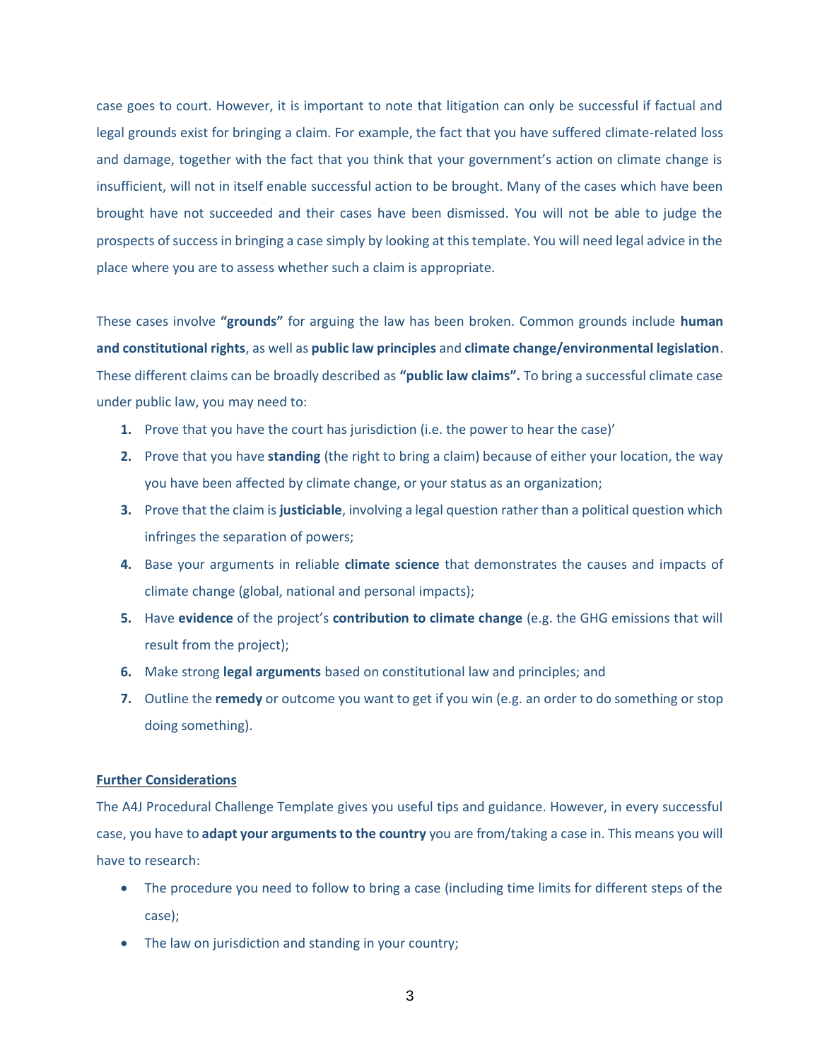case goes to court. However, it is important to note that litigation can only be successful if factual and legal grounds exist for bringing a claim. For example, the fact that you have suffered climate-related loss and damage, together with the fact that you think that your government's action on climate change is insufficient, will not in itself enable successful action to be brought. Many of the cases which have been brought have not succeeded and their cases have been dismissed. You will not be able to judge the prospects of success in bringing a case simply by looking at this template. You will need legal advice in the place where you are to assess whether such a claim is appropriate.

These cases involve **"grounds"** for arguing the law has been broken. Common grounds include **human and constitutional rights**, as well as **public law principles** and **climate change/environmental legislation**. These different claims can be broadly described as **"public law claims".** To bring a successful climate case under public law, you may need to:

1. Prove that you have the court has jurisdiction (i.e. the power to hear the case)'
2. Prove that you have **standing** (the right to bring a claim) because of either your location, the way you have been affected by climate change, or your status as an organization;
3. Prove that the claim is **justiciable**, involving a legal question rather than a political question which infringes the separation of powers;
4. Base your arguments in reliable **climate science** that demonstrates the causes and impacts of climate change (global, national and personal impacts);
5. Have **evidence** of the project's **contribution to climate change** (e.g. the GHG emissions that will result from the project);
6. Make strong **legal arguments** based on constitutional law and principles; and
7. Outline the **remedy** or outcome you want to get if you win (e.g. an order to do something or stop doing something).

**Further Considerations**

The A4J Procedural Challenge Template gives you useful tips and guidance. However, in every successful case, you have to **adapt your arguments to the country** you are from/taking a case in. This means you will have to research:

- The procedure you need to follow to bring a case (including time limits for different steps of the case);
- The law on jurisdiction and standing in your country;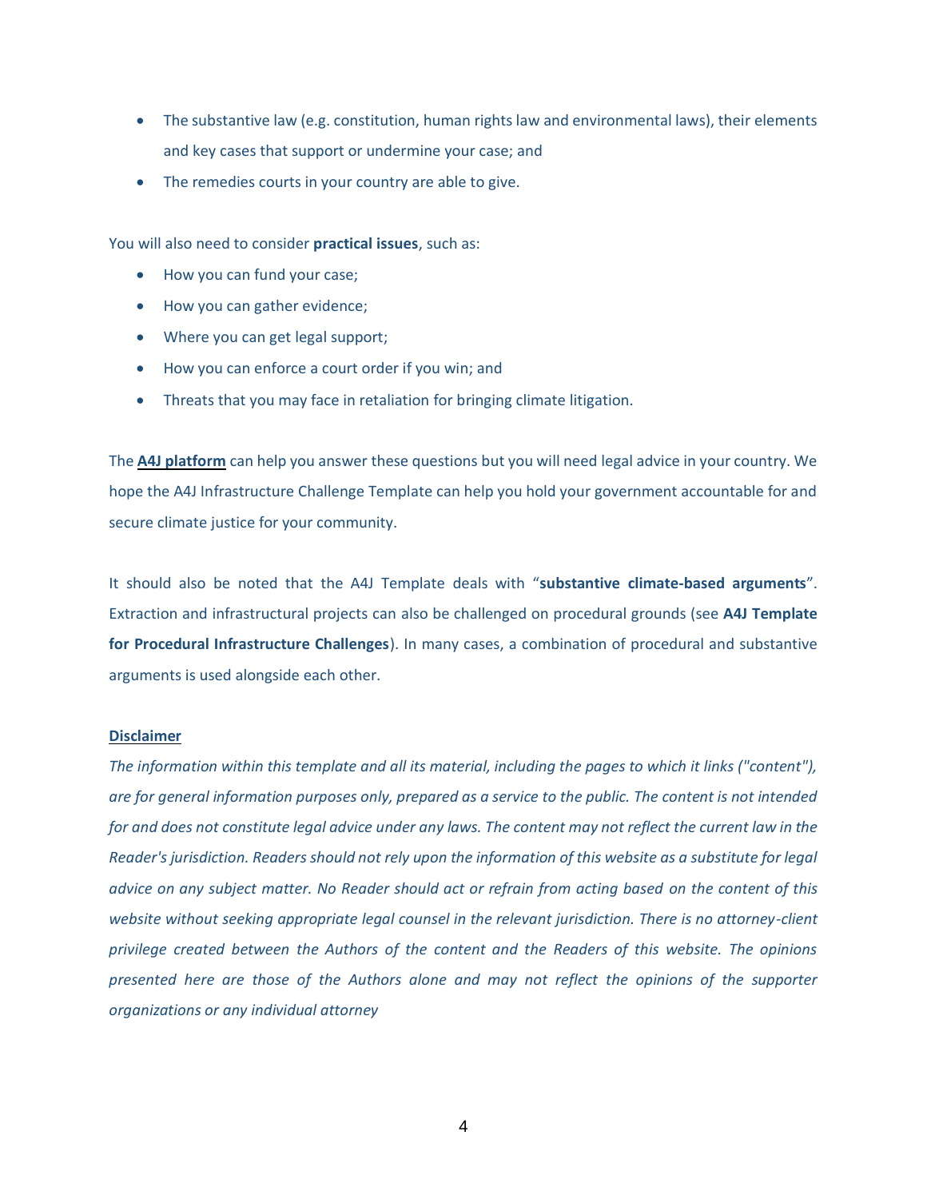- The substantive law (e.g. constitution, human rights law and environmental laws), their elements and key cases that support or undermine your case; and
- The remedies courts in your country are able to give.

You will also need to consider **practical issues**, such as:

- How you can fund your case;
- How you can gather evidence;
- Where you can get legal support;
- How you can enforce a court order if you win; and
- Threats that you may face in retaliation for bringing climate litigation.

The **A4J platform** can help you answer these questions but you will need legal advice in your country. We hope the A4J Infrastructure Challenge Template can help you hold your government accountable for and secure climate justice for your community.

It should also be noted that the A4J Template deals with "**substantive climate-based arguments**". Extraction and infrastructural projects can also be challenged on procedural grounds (see **A4J Template for Procedural Infrastructure Challenges**). In many cases, a combination of procedural and substantive arguments is used alongside each other.

**Disclaimer**

*The information within this template and all its material, including the pages to which it links ("content"), are for general information purposes only, prepared as a service to the public. The content is not intended for and does not constitute legal advice under any laws. The content may not reflect the current law in the Reader's jurisdiction. Readers should not rely upon the information of this website as a substitute for legal advice on any subject matter. No Reader should act or refrain from acting based on the content of this website without seeking appropriate legal counsel in the relevant jurisdiction. There is no attorney-client privilege created between the Authors of the content and the Readers of this website. The opinions presented here are those of the Authors alone and may not reflect the opinions of the supporter organizations or any individual attorney*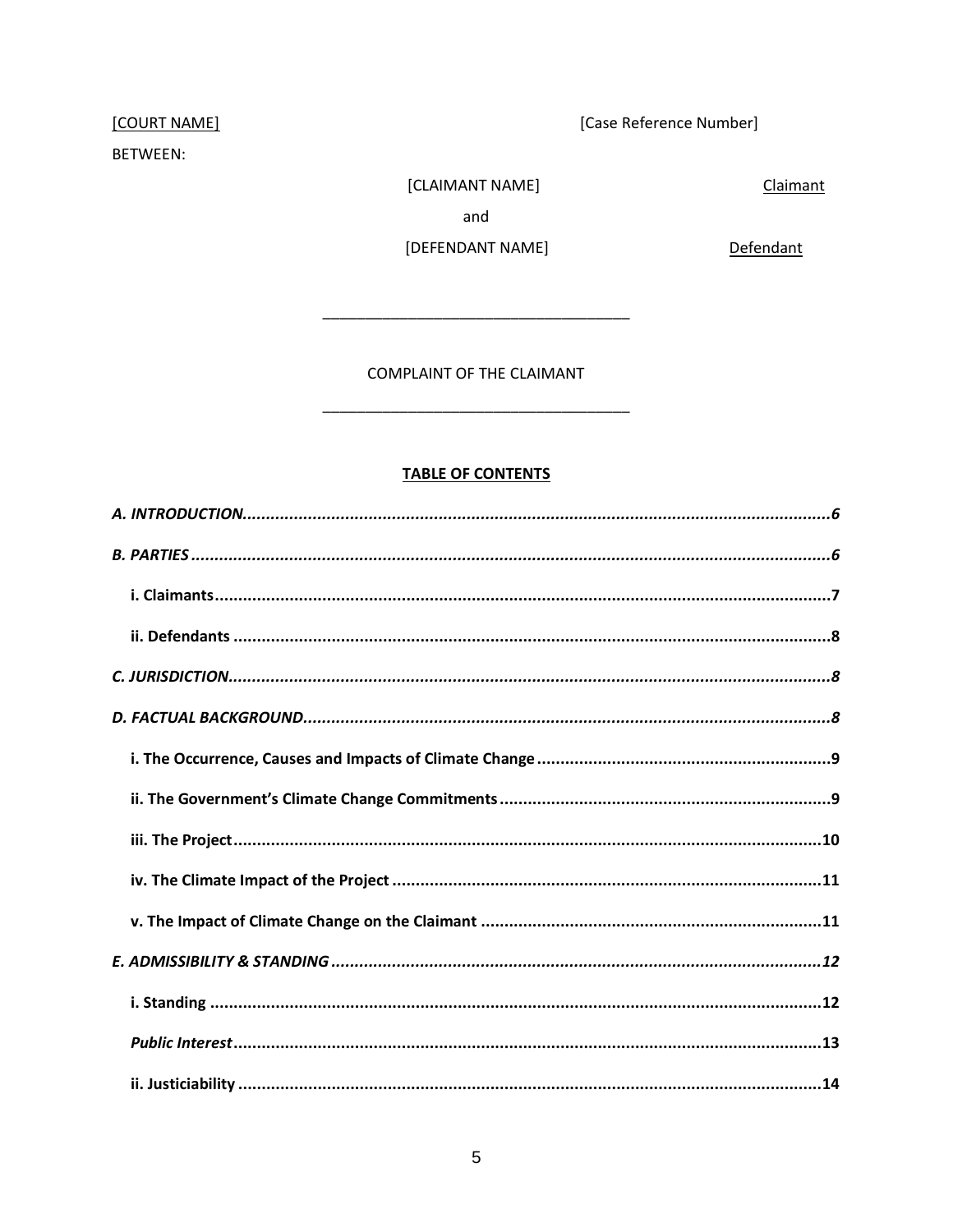[COURT NAME] [Case Reference Number]

BETWEEN:

[CLAIMANT NAME] Claimant

and

[DEFENDANT NAME] Defendant

---

COMPLAINT OF THE CLAIMANT

---

**TABLE OF CONTENTS**

***A. INTRODUCTION.......................................................................................................................6***

***B. PARTIES...............................................................................................................................6***

**i. Claimants...............................................................................................................................7**

**ii. Defendants............................................................................................................................8**

***C. JURISDICTION.......................................................................................................................8***

***D. FACTUAL BACKGROUND.......................................................................................................8***

**i. The Occurrence, Causes and Impacts of Climate Change...........................................................9**

**ii. The Government's Climate Change Commitments....................................................................9**

**iii. The Project..........................................................................................................................10**

**iv. The Climate Impact of the Project..........................................................................................11**

**v. The Impact of Climate Change on the Claimant.......................................................................11**

***E. ADMISSIBILITY & STANDING................................................................................................12***

**i. Standing..............................................................................................................................12**

***Public Interest..........................................................................................................................13***

**ii. Justiciability.........................................................................................................................14**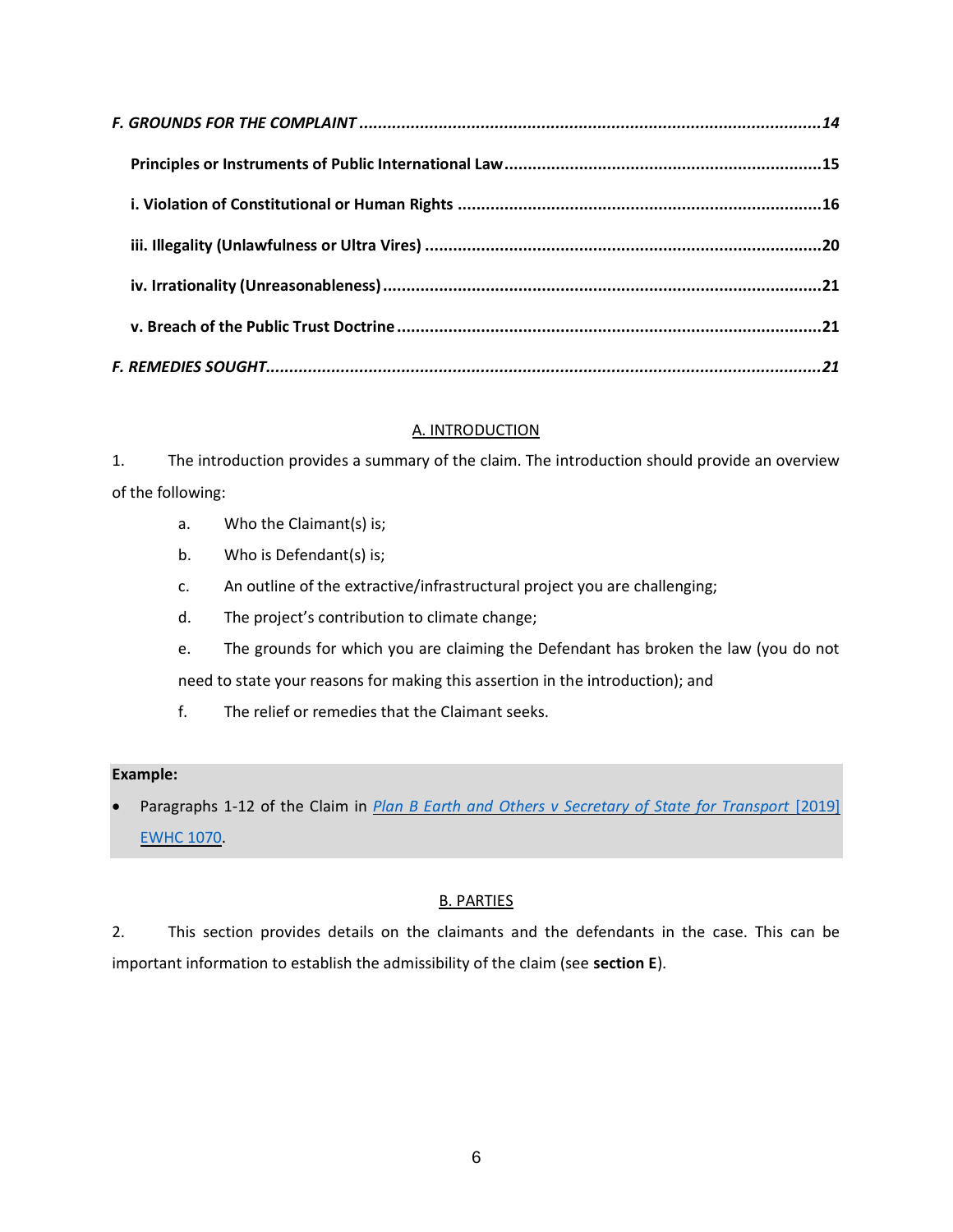*F. GROUNDS FOR THE COMPLAINT* ......................................................................................................... *14*

**Principles or Instruments of Public International Law** ........................................................................ **15**

**i. Violation of Constitutional or Human Rights** ........................................................................................ **16**

**iii. Illegality (Unlawfulness or Ultra Vires)** ................................................................................................ **20**

**iv. Irrationality (Unreasonableness)** ........................................................................................................ **21**

**v. Breach of the Public Trust Doctrine** ...................................................................................................... **21**

*F. REMEDIES SOUGHT* .................................................................................................................................. *21*

## A. INTRODUCTION

1. The introduction provides a summary of the claim. The introduction should provide an overview of the following:

   a. Who the Claimant(s) is;

   b. Who is Defendant(s) is;

   c. An outline of the extractive/infrastructural project you are challenging;

   d. The project's contribution to climate change;

   e. The grounds for which you are claiming the Defendant has broken the law (you do not need to state your reasons for making this assertion in the introduction); and

   f. The relief or remedies that the Claimant seeks.

**Example:**

- Paragraphs 1-12 of the Claim in *Plan B Earth and Others v Secretary of State for Transport* [2019] EWHC 1070.

## B. PARTIES

2. This section provides details on the claimants and the defendants in the case. This can be important information to establish the admissibility of the claim (see **section E**).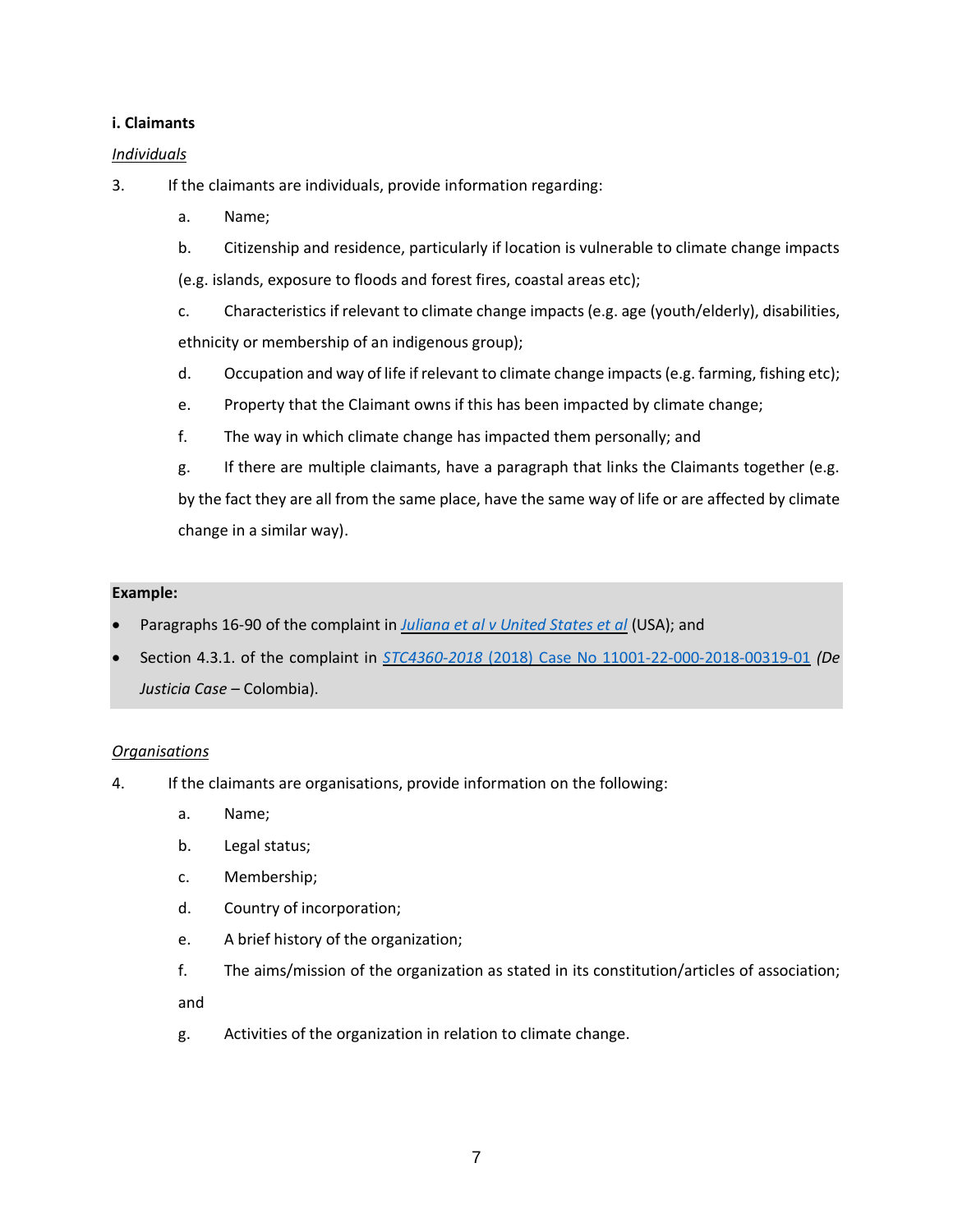**i. Claimants**

*Individuals*

3. If the claimants are individuals, provide information regarding:

    a. Name;

    b. Citizenship and residence, particularly if location is vulnerable to climate change impacts (e.g. islands, exposure to floods and forest fires, coastal areas etc);

    c. Characteristics if relevant to climate change impacts (e.g. age (youth/elderly), disabilities, ethnicity or membership of an indigenous group);

    d. Occupation and way of life if relevant to climate change impacts (e.g. farming, fishing etc);

    e. Property that the Claimant owns if this has been impacted by climate change;

    f. The way in which climate change has impacted them personally; and

    g. If there are multiple claimants, have a paragraph that links the Claimants together (e.g. by the fact they are all from the same place, have the same way of life or are affected by climate change in a similar way).

> **Example:**
>
> - Paragraphs 16-90 of the complaint in *Juliana et al v United States et al* (USA); and
> - Section 4.3.1. of the complaint in *STC4360-2018* (2018) Case No 11001-22-000-2018-00319-01 *(De Justicia Case* – Colombia).

*Organisations*

4. If the claimants are organisations, provide information on the following:

    a. Name;

    b. Legal status;

    c. Membership;

    d. Country of incorporation;

    e. A brief history of the organization;

    f. The aims/mission of the organization as stated in its constitution/articles of association; and

    g. Activities of the organization in relation to climate change.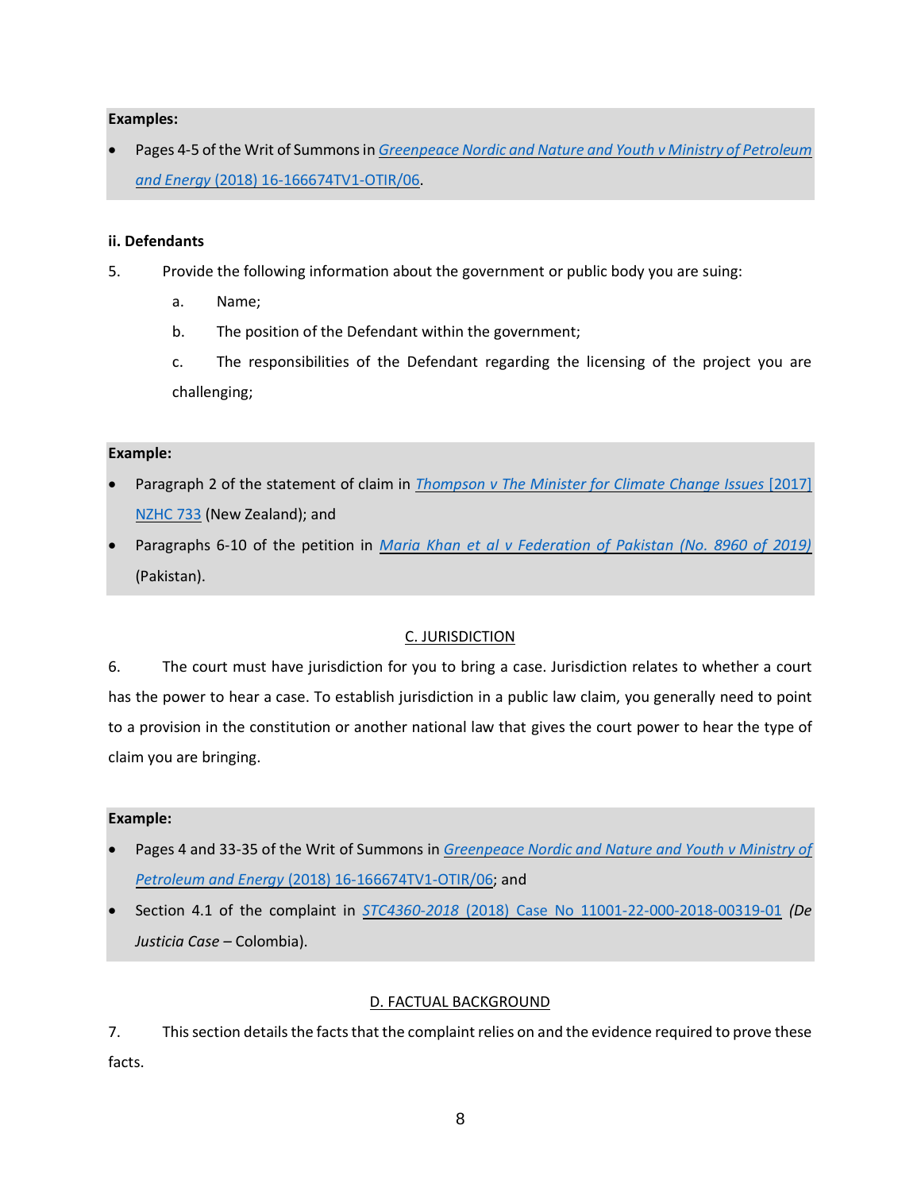**Examples:**

- Pages 4-5 of the Writ of Summons in *Greenpeace Nordic and Nature and Youth v Ministry of Petroleum and Energy* (2018) 16-166674TV1-OTIR/06.

**ii. Defendants**

5. Provide the following information about the government or public body you are suing:

   a. Name;

   b. The position of the Defendant within the government;

   c. The responsibilities of the Defendant regarding the licensing of the project you are challenging;

**Example:**

- Paragraph 2 of the statement of claim in *Thompson v The Minister for Climate Change Issues* [2017] NZHC 733 (New Zealand); and
- Paragraphs 6-10 of the petition in *Maria Khan et al v Federation of Pakistan (No. 8960 of 2019)* (Pakistan).

## C. JURISDICTION

6. The court must have jurisdiction for you to bring a case. Jurisdiction relates to whether a court has the power to hear a case. To establish jurisdiction in a public law claim, you generally need to point to a provision in the constitution or another national law that gives the court power to hear the type of claim you are bringing.

**Example:**

- Pages 4 and 33-35 of the Writ of Summons in *Greenpeace Nordic and Nature and Youth v Ministry of Petroleum and Energy* (2018) 16-166674TV1-OTIR/06; and
- Section 4.1 of the complaint in *STC4360-2018* (2018) Case No 11001-22-000-2018-00319-01 *(De Justicia Case* – Colombia).

## D. FACTUAL BACKGROUND

7. This section details the facts that the complaint relies on and the evidence required to prove these facts.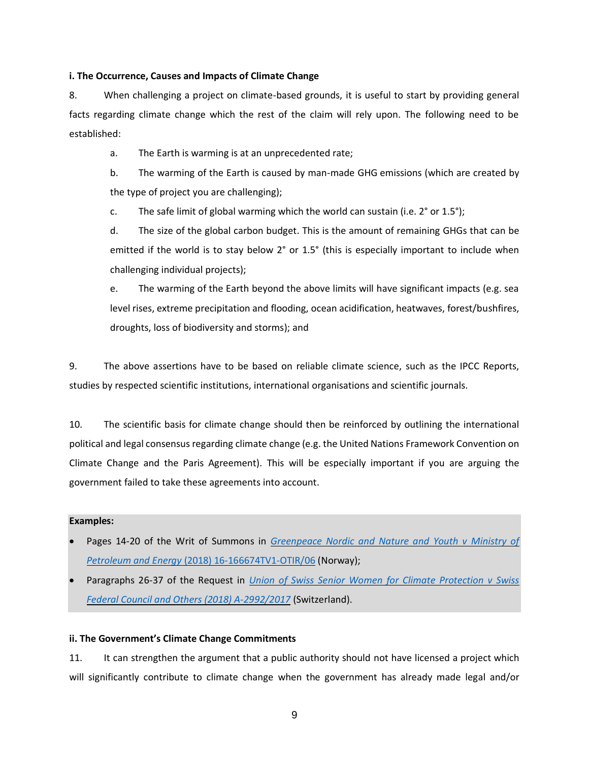**i. The Occurrence, Causes and Impacts of Climate Change**

8. When challenging a project on climate-based grounds, it is useful to start by providing general facts regarding climate change which the rest of the claim will rely upon. The following need to be established:

a. The Earth is warming is at an unprecedented rate;

b. The warming of the Earth is caused by man-made GHG emissions (which are created by the type of project you are challenging);

c. The safe limit of global warming which the world can sustain (i.e. 2° or 1.5°);

d. The size of the global carbon budget. This is the amount of remaining GHGs that can be emitted if the world is to stay below 2° or 1.5° (this is especially important to include when challenging individual projects);

e. The warming of the Earth beyond the above limits will have significant impacts (e.g. sea level rises, extreme precipitation and flooding, ocean acidification, heatwaves, forest/bushfires, droughts, loss of biodiversity and storms); and

9. The above assertions have to be based on reliable climate science, such as the IPCC Reports, studies by respected scientific institutions, international organisations and scientific journals.

10. The scientific basis for climate change should then be reinforced by outlining the international political and legal consensus regarding climate change (e.g. the United Nations Framework Convention on Climate Change and the Paris Agreement). This will be especially important if you are arguing the government failed to take these agreements into account.

**Examples:**

- Pages 14-20 of the Writ of Summons in *Greenpeace Nordic and Nature and Youth v Ministry of Petroleum and Energy* (2018) 16-166674TV1-OTIR/06 (Norway);
- Paragraphs 26-37 of the Request in *Union of Swiss Senior Women for Climate Protection v Swiss Federal Council and Others (2018) A-2992/2017* (Switzerland).

**ii. The Government's Climate Change Commitments**

11. It can strengthen the argument that a public authority should not have licensed a project which will significantly contribute to climate change when the government has already made legal and/or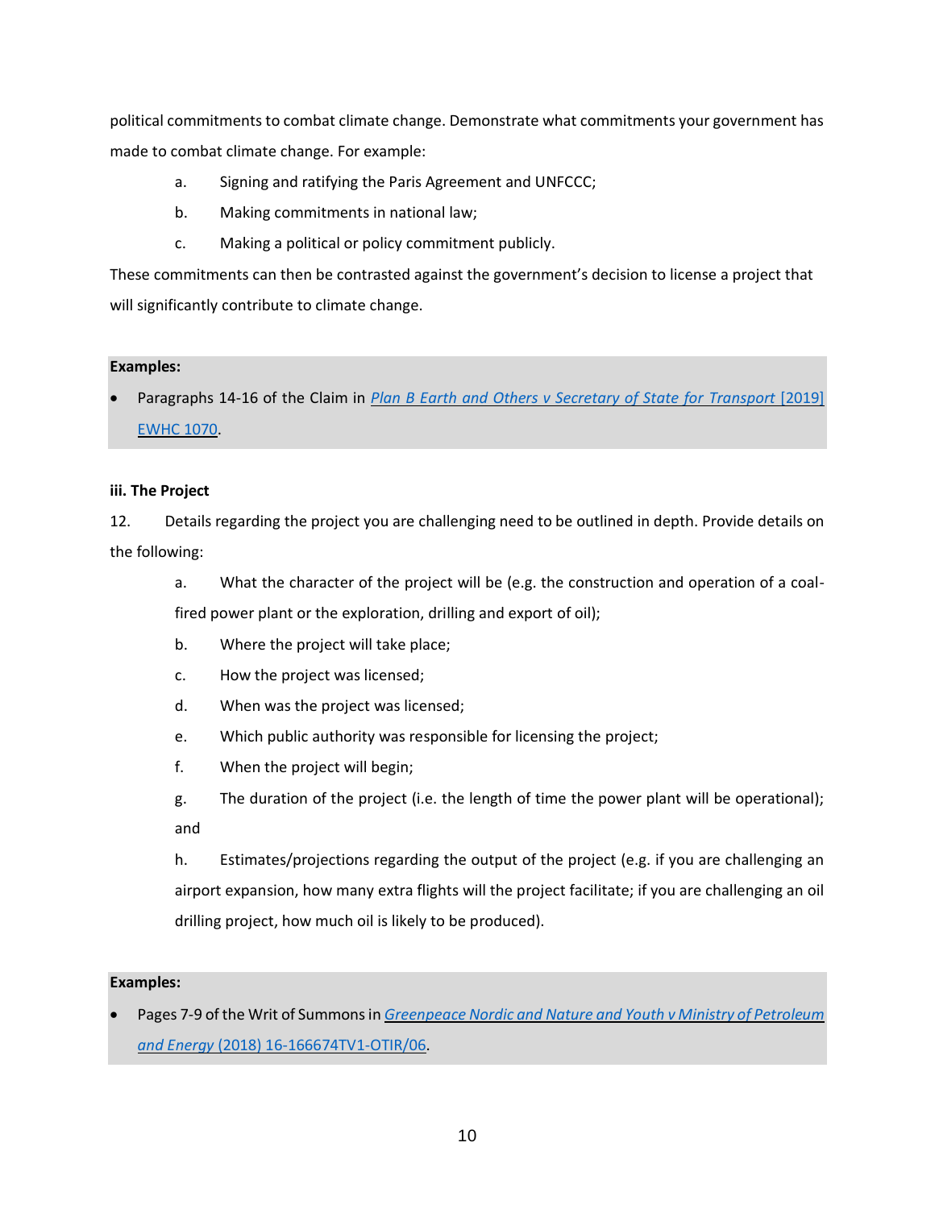political commitments to combat climate change. Demonstrate what commitments your government has made to combat climate change. For example:

a. Signing and ratifying the Paris Agreement and UNFCCC;

b. Making commitments in national law;

c. Making a political or policy commitment publicly.

These commitments can then be contrasted against the government's decision to license a project that will significantly contribute to climate change.

**Examples:**

- Paragraphs 14-16 of the Claim in [*Plan B Earth and Others v Secretary of State for Transport* [2019] EWHC 1070]().

**iii. The Project**

12. Details regarding the project you are challenging need to be outlined in depth. Provide details on the following:

a. What the character of the project will be (e.g. the construction and operation of a coal-fired power plant or the exploration, drilling and export of oil);

b. Where the project will take place;

c. How the project was licensed;

d. When was the project was licensed;

e. Which public authority was responsible for licensing the project;

f. When the project will begin;

g. The duration of the project (i.e. the length of time the power plant will be operational); and

h. Estimates/projections regarding the output of the project (e.g. if you are challenging an airport expansion, how many extra flights will the project facilitate; if you are challenging an oil drilling project, how much oil is likely to be produced).

**Examples:**

- Pages 7-9 of the Writ of Summons in [*Greenpeace Nordic and Nature and Youth v Ministry of Petroleum and Energy* (2018) 16-166674TV1-OTIR/06]().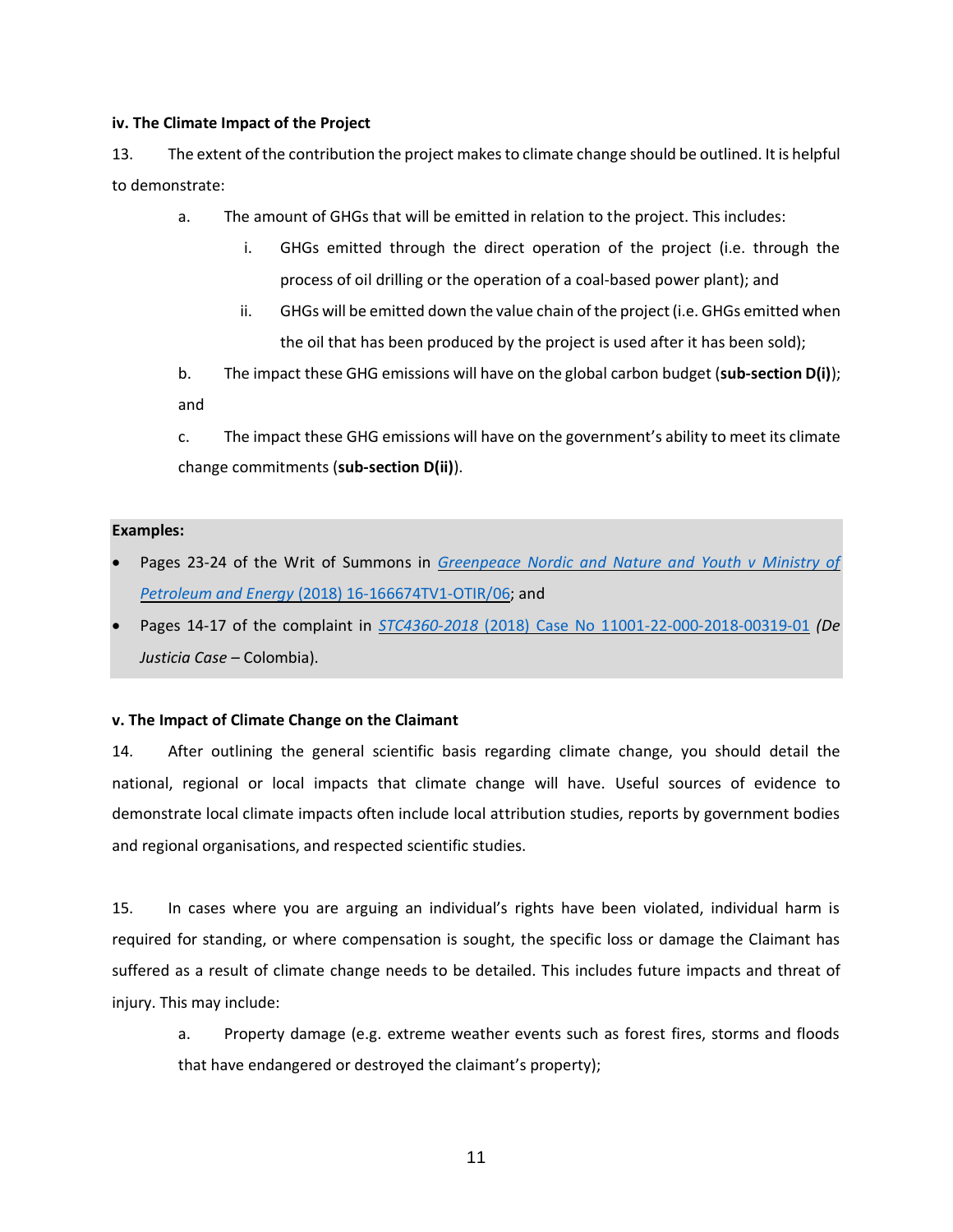**iv. The Climate Impact of the Project**

13. The extent of the contribution the project makes to climate change should be outlined. It is helpful to demonstrate:

  a. The amount of GHGs that will be emitted in relation to the project. This includes:

    i. GHGs emitted through the direct operation of the project (i.e. through the process of oil drilling or the operation of a coal-based power plant); and

    ii. GHGs will be emitted down the value chain of the project (i.e. GHGs emitted when the oil that has been produced by the project is used after it has been sold);

  b. The impact these GHG emissions will have on the global carbon budget (**sub-section D(i)**); and

  c. The impact these GHG emissions will have on the government's ability to meet its climate change commitments (**sub-section D(ii)**).

**Examples:**

- Pages 23-24 of the Writ of Summons in *Greenpeace Nordic and Nature and Youth v Ministry of Petroleum and Energy* (2018) 16-166674TV1-OTIR/06; and
- Pages 14-17 of the complaint in *STC4360-2018* (2018) Case No 11001-22-000-2018-00319-01 *(De Justicia Case* – Colombia).

**v. The Impact of Climate Change on the Claimant**

14. After outlining the general scientific basis regarding climate change, you should detail the national, regional or local impacts that climate change will have. Useful sources of evidence to demonstrate local climate impacts often include local attribution studies, reports by government bodies and regional organisations, and respected scientific studies.

15. In cases where you are arguing an individual's rights have been violated, individual harm is required for standing, or where compensation is sought, the specific loss or damage the Claimant has suffered as a result of climate change needs to be detailed. This includes future impacts and threat of injury. This may include:

  a. Property damage (e.g. extreme weather events such as forest fires, storms and floods that have endangered or destroyed the claimant's property);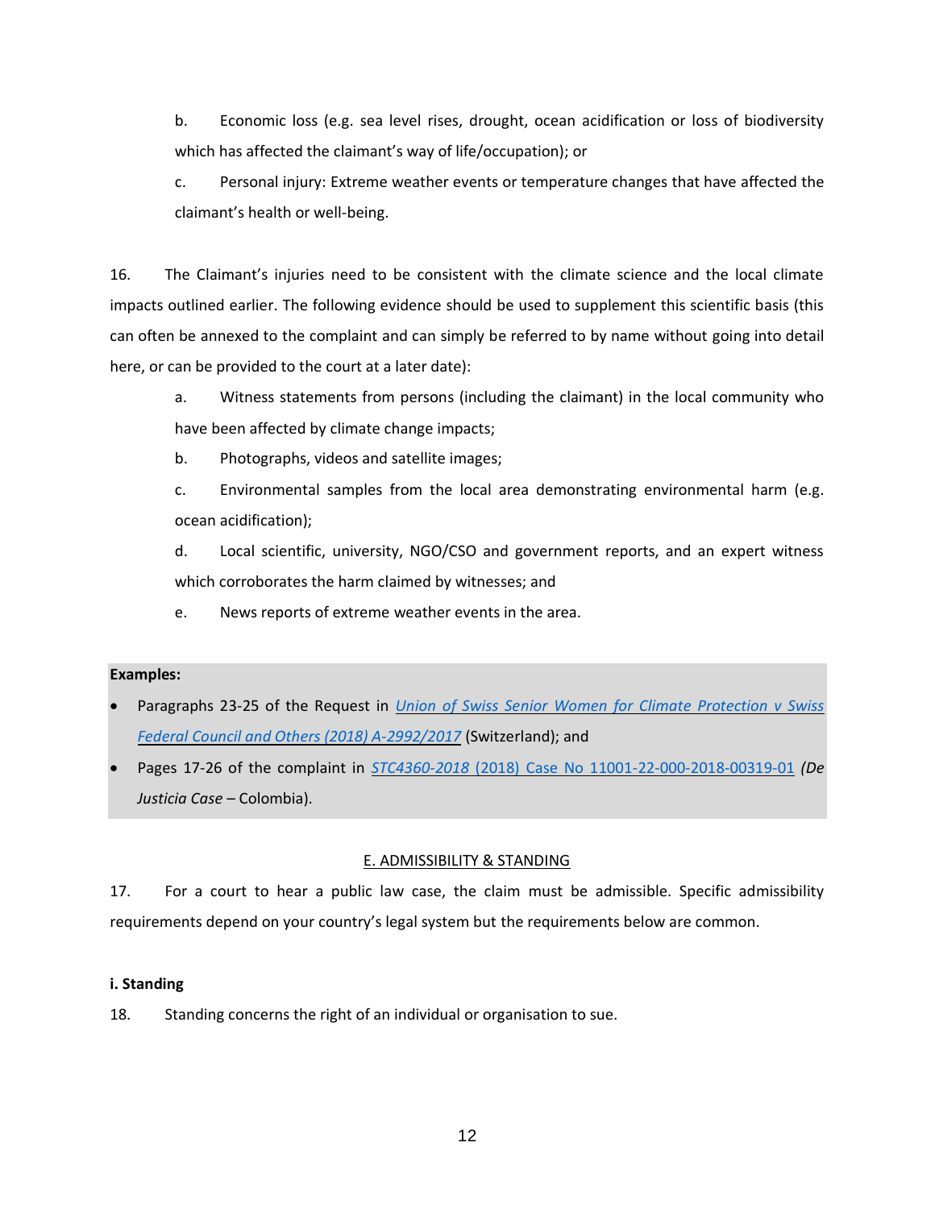b. Economic loss (e.g. sea level rises, drought, ocean acidification or loss of biodiversity which has affected the claimant's way of life/occupation); or

c. Personal injury: Extreme weather events or temperature changes that have affected the claimant's health or well-being.

16. The Claimant's injuries need to be consistent with the climate science and the local climate impacts outlined earlier. The following evidence should be used to supplement this scientific basis (this can often be annexed to the complaint and can simply be referred to by name without going into detail here, or can be provided to the court at a later date):

a. Witness statements from persons (including the claimant) in the local community who have been affected by climate change impacts;

b. Photographs, videos and satellite images;

c. Environmental samples from the local area demonstrating environmental harm (e.g. ocean acidification);

d. Local scientific, university, NGO/CSO and government reports, and an expert witness which corroborates the harm claimed by witnesses; and

e. News reports of extreme weather events in the area.

**Examples:**

- Paragraphs 23-25 of the Request in *Union of Swiss Senior Women for Climate Protection v Swiss Federal Council and Others (2018) A-2992/2017* (Switzerland); and
- Pages 17-26 of the complaint in *STC4360-2018* (2018) Case No 11001-22-000-2018-00319-01 *(De Justicia Case* – Colombia).

## E. ADMISSIBILITY & STANDING

17. For a court to hear a public law case, the claim must be admissible. Specific admissibility requirements depend on your country's legal system but the requirements below are common.

### i. Standing

18. Standing concerns the right of an individual or organisation to sue.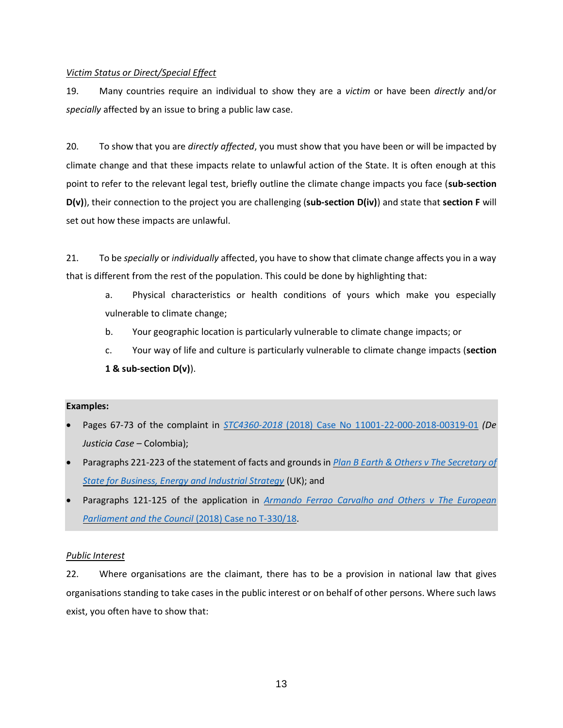*Victim Status or Direct/Special Effect*

19. Many countries require an individual to show they are a *victim* or have been *directly* and/or *specially* affected by an issue to bring a public law case.

20. To show that you are *directly affected*, you must show that you have been or will be impacted by climate change and that these impacts relate to unlawful action of the State. It is often enough at this point to refer to the relevant legal test, briefly outline the climate change impacts you face (**sub-section D(v)**), their connection to the project you are challenging (**sub-section D(iv)**) and state that **section F** will set out how these impacts are unlawful.

21. To be *specially* or *individually* affected, you have to show that climate change affects you in a way that is different from the rest of the population. This could be done by highlighting that:

   a. Physical characteristics or health conditions of yours which make you especially vulnerable to climate change;

   b. Your geographic location is particularly vulnerable to climate change impacts; or

   c. Your way of life and culture is particularly vulnerable to climate change impacts (**section 1 & sub-section D(v)**).

**Examples:**

- Pages 67-73 of the complaint in *STC4360-2018* (2018) Case No 11001-22-000-2018-00319-01 *(De Justicia Case* – Colombia);
- Paragraphs 221-223 of the statement of facts and grounds in *Plan B Earth & Others v The Secretary of State for Business, Energy and Industrial Strategy* (UK); and
- Paragraphs 121-125 of the application in *Armando Ferrao Carvalho and Others v The European Parliament and the Council* (2018) Case no T-330/18.

*Public Interest*

22. Where organisations are the claimant, there has to be a provision in national law that gives organisations standing to take cases in the public interest or on behalf of other persons. Where such laws exist, you often have to show that: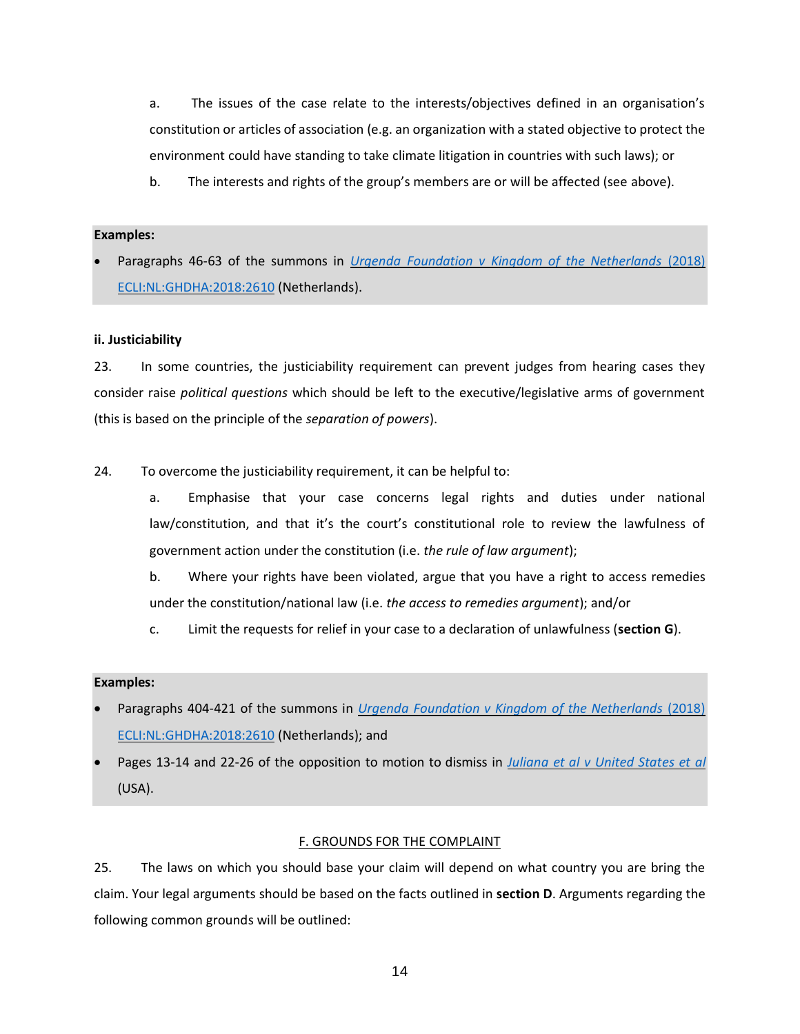a. The issues of the case relate to the interests/objectives defined in an organisation's constitution or articles of association (e.g. an organization with a stated objective to protect the environment could have standing to take climate litigation in countries with such laws); or

b. The interests and rights of the group's members are or will be affected (see above).

**Examples:**

- Paragraphs 46-63 of the summons in *Urgenda Foundation v Kingdom of the Netherlands* (2018) ECLI:NL:GHDHA:2018:2610 (Netherlands).

**ii. Justiciability**

23. In some countries, the justiciability requirement can prevent judges from hearing cases they consider raise *political questions* which should be left to the executive/legislative arms of government (this is based on the principle of the *separation of powers*).

24. To overcome the justiciability requirement, it can be helpful to:

a. Emphasise that your case concerns legal rights and duties under national law/constitution, and that it's the court's constitutional role to review the lawfulness of government action under the constitution (i.e. *the rule of law argument*);

b. Where your rights have been violated, argue that you have a right to access remedies under the constitution/national law (i.e. *the access to remedies argument*); and/or

c. Limit the requests for relief in your case to a declaration of unlawfulness (**section G**).

**Examples:**

- Paragraphs 404-421 of the summons in *Urgenda Foundation v Kingdom of the Netherlands* (2018) ECLI:NL:GHDHA:2018:2610 (Netherlands); and
- Pages 13-14 and 22-26 of the opposition to motion to dismiss in *Juliana et al v United States et al* (USA).

## F. GROUNDS FOR THE COMPLAINT

25. The laws on which you should base your claim will depend on what country you are bring the claim. Your legal arguments should be based on the facts outlined in **section D**. Arguments regarding the following common grounds will be outlined: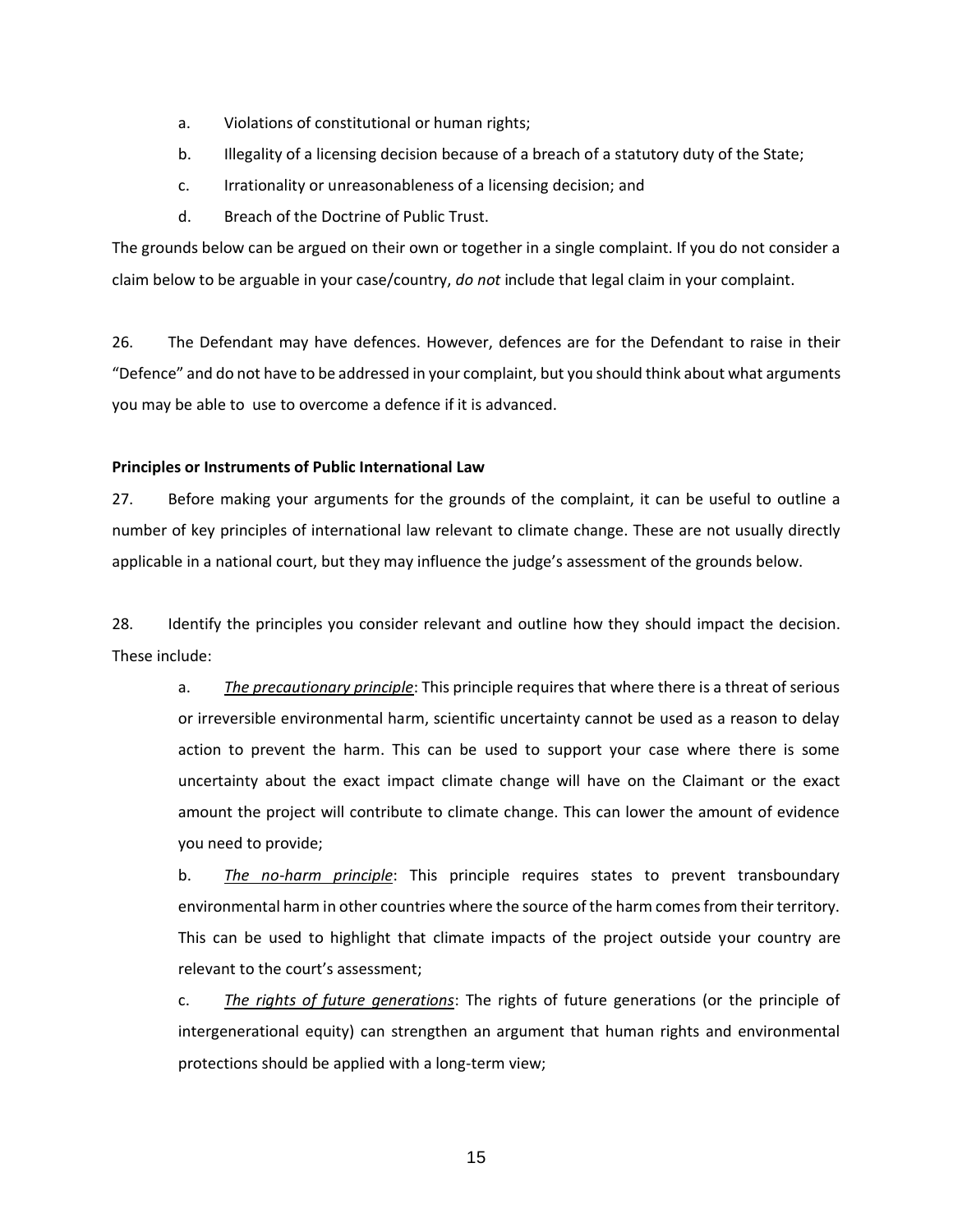a. Violations of constitutional or human rights;

b. Illegality of a licensing decision because of a breach of a statutory duty of the State;

c. Irrationality or unreasonableness of a licensing decision; and

d. Breach of the Doctrine of Public Trust.

The grounds below can be argued on their own or together in a single complaint. If you do not consider a claim below to be arguable in your case/country, *do not* include that legal claim in your complaint.

26. The Defendant may have defences. However, defences are for the Defendant to raise in their "Defence" and do not have to be addressed in your complaint, but you should think about what arguments you may be able to use to overcome a defence if it is advanced.

**Principles or Instruments of Public International Law**

27. Before making your arguments for the grounds of the complaint, it can be useful to outline a number of key principles of international law relevant to climate change. These are not usually directly applicable in a national court, but they may influence the judge's assessment of the grounds below.

28. Identify the principles you consider relevant and outline how they should impact the decision. These include:

a. ***The precautionary principle***: This principle requires that where there is a threat of serious or irreversible environmental harm, scientific uncertainty cannot be used as a reason to delay action to prevent the harm. This can be used to support your case where there is some uncertainty about the exact impact climate change will have on the Claimant or the exact amount the project will contribute to climate change. This can lower the amount of evidence you need to provide;

b. ***The no-harm principle***: This principle requires states to prevent transboundary environmental harm in other countries where the source of the harm comes from their territory. This can be used to highlight that climate impacts of the project outside your country are relevant to the court's assessment;

c. ***The rights of future generations***: The rights of future generations (or the principle of intergenerational equity) can strengthen an argument that human rights and environmental protections should be applied with a long-term view;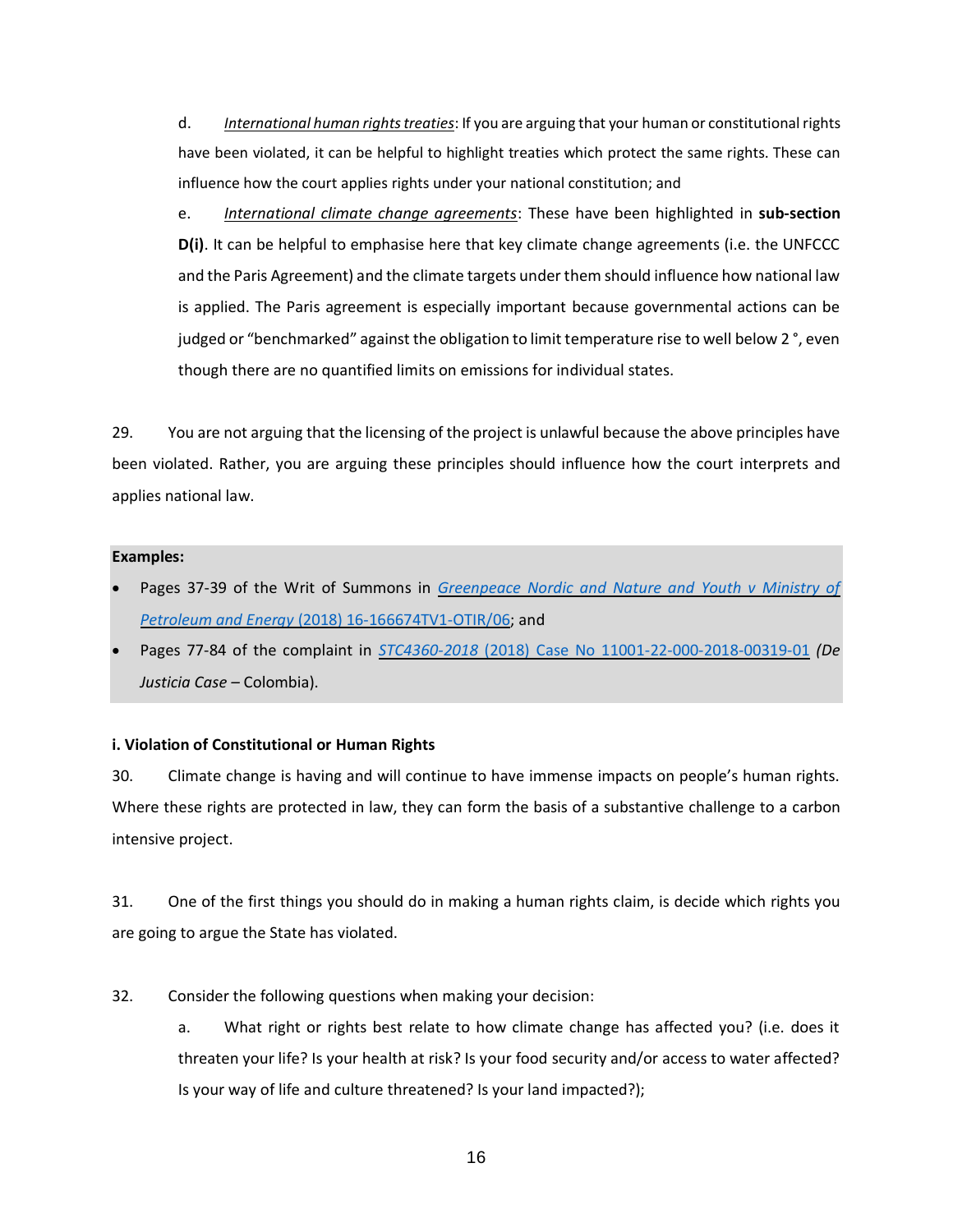d. *International human rights treaties*: If you are arguing that your human or constitutional rights have been violated, it can be helpful to highlight treaties which protect the same rights. These can influence how the court applies rights under your national constitution; and

e. *International climate change agreements*: These have been highlighted in **sub-section D(i)**. It can be helpful to emphasise here that key climate change agreements (i.e. the UNFCCC and the Paris Agreement) and the climate targets under them should influence how national law is applied. The Paris agreement is especially important because governmental actions can be judged or "benchmarked" against the obligation to limit temperature rise to well below 2 °, even though there are no quantified limits on emissions for individual states.

29. You are not arguing that the licensing of the project is unlawful because the above principles have been violated. Rather, you are arguing these principles should influence how the court interprets and applies national law.

**Examples:**

- Pages 37-39 of the Writ of Summons in *Greenpeace Nordic and Nature and Youth v Ministry of Petroleum and Energy* (2018) 16-166674TV1-OTIR/06; and
- Pages 77-84 of the complaint in *STC4360-2018* (2018) Case No 11001-22-000-2018-00319-01 *(De Justicia Case* – Colombia).

**i. Violation of Constitutional or Human Rights**

30. Climate change is having and will continue to have immense impacts on people's human rights. Where these rights are protected in law, they can form the basis of a substantive challenge to a carbon intensive project.

31. One of the first things you should do in making a human rights claim, is decide which rights you are going to argue the State has violated.

32. Consider the following questions when making your decision:

a. What right or rights best relate to how climate change has affected you? (i.e. does it threaten your life? Is your health at risk? Is your food security and/or access to water affected? Is your way of life and culture threatened? Is your land impacted?);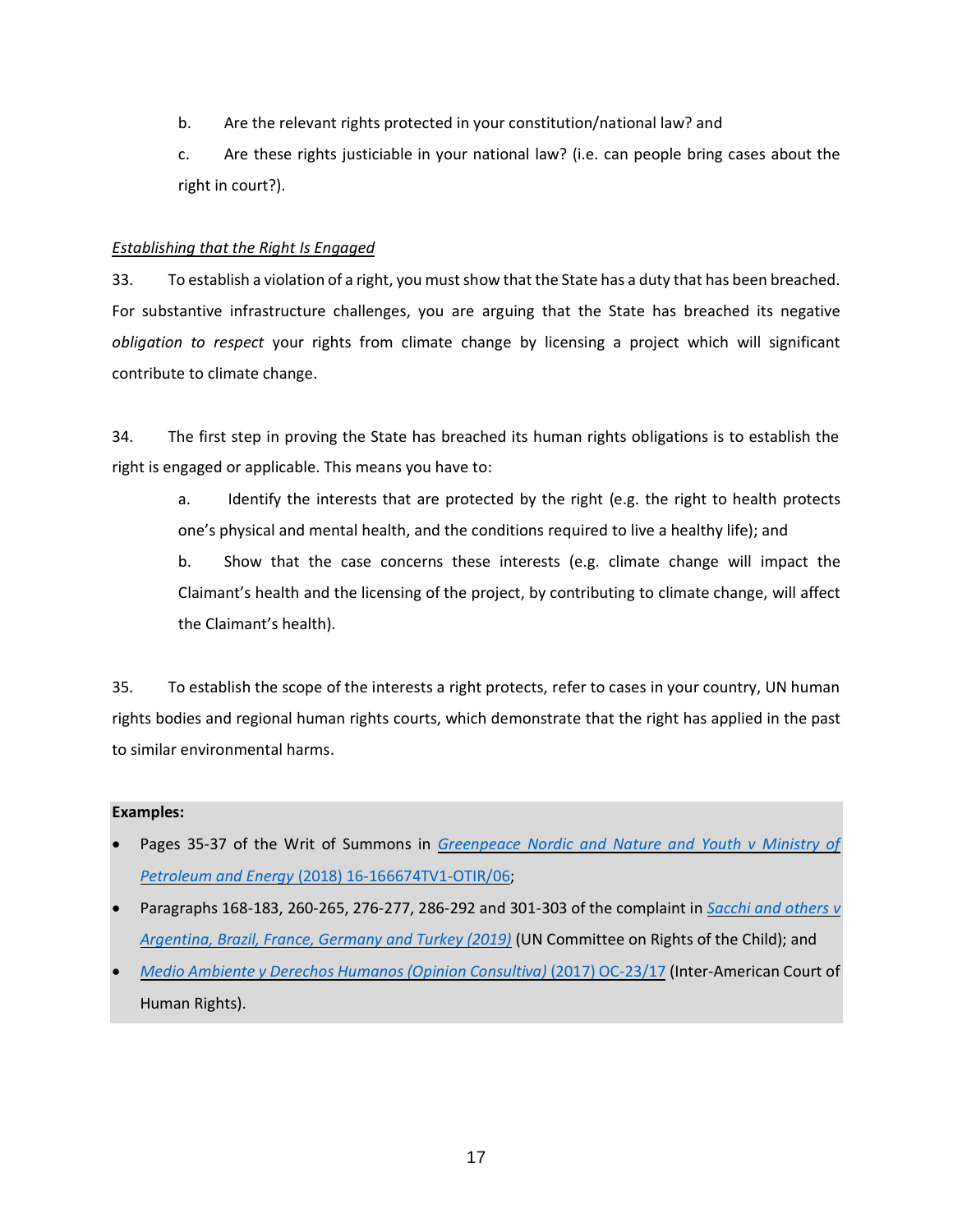b. Are the relevant rights protected in your constitution/national law? and

c. Are these rights justiciable in your national law? (i.e. can people bring cases about the right in court?).

*Establishing that the Right Is Engaged*

33. To establish a violation of a right, you must show that the State has a duty that has been breached. For substantive infrastructure challenges, you are arguing that the State has breached its negative *obligation to respect* your rights from climate change by licensing a project which will significant contribute to climate change.

34. The first step in proving the State has breached its human rights obligations is to establish the right is engaged or applicable. This means you have to:

a. Identify the interests that are protected by the right (e.g. the right to health protects one's physical and mental health, and the conditions required to live a healthy life); and

b. Show that the case concerns these interests (e.g. climate change will impact the Claimant's health and the licensing of the project, by contributing to climate change, will affect the Claimant's health).

35. To establish the scope of the interests a right protects, refer to cases in your country, UN human rights bodies and regional human rights courts, which demonstrate that the right has applied in the past to similar environmental harms.

**Examples:**

- Pages 35-37 of the Writ of Summons in *Greenpeace Nordic and Nature and Youth v Ministry of Petroleum and Energy* (2018) 16-166674TV1-OTIR/06;
- Paragraphs 168-183, 260-265, 276-277, 286-292 and 301-303 of the complaint in *Sacchi and others v Argentina, Brazil, France, Germany and Turkey (2019)* (UN Committee on Rights of the Child); and
- *Medio Ambiente y Derechos Humanos (Opinion Consultiva)* (2017) OC-23/17 (Inter-American Court of Human Rights).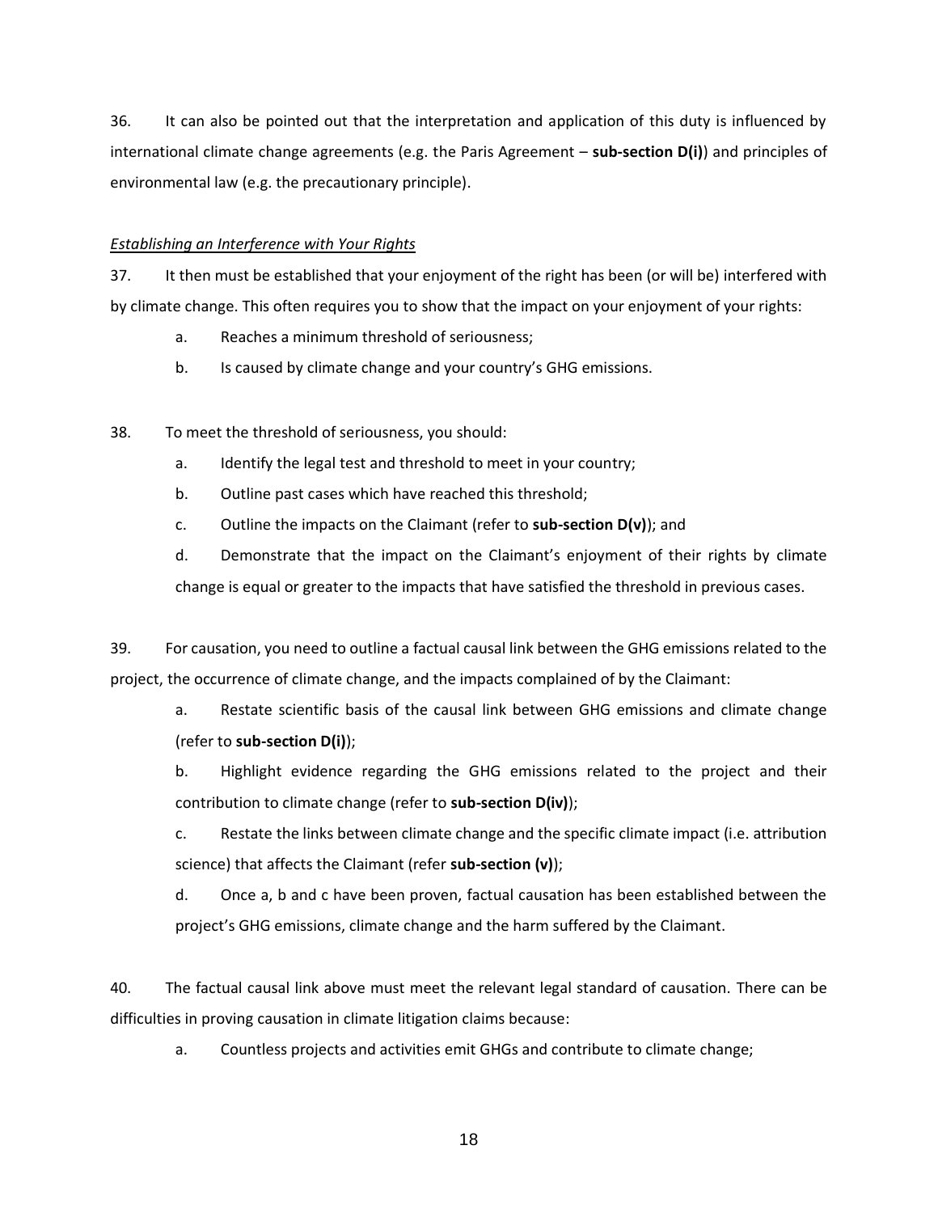36. It can also be pointed out that the interpretation and application of this duty is influenced by international climate change agreements (e.g. the Paris Agreement – **sub-section D(i)**) and principles of environmental law (e.g. the precautionary principle).

*Establishing an Interference with Your Rights*

37. It then must be established that your enjoyment of the right has been (or will be) interfered with by climate change. This often requires you to show that the impact on your enjoyment of your rights:

a. Reaches a minimum threshold of seriousness;

b. Is caused by climate change and your country's GHG emissions.

38. To meet the threshold of seriousness, you should:

a. Identify the legal test and threshold to meet in your country;

b. Outline past cases which have reached this threshold;

c. Outline the impacts on the Claimant (refer to **sub-section D(v)**); and

d. Demonstrate that the impact on the Claimant's enjoyment of their rights by climate change is equal or greater to the impacts that have satisfied the threshold in previous cases.

39. For causation, you need to outline a factual causal link between the GHG emissions related to the project, the occurrence of climate change, and the impacts complained of by the Claimant:

a. Restate scientific basis of the causal link between GHG emissions and climate change (refer to **sub-section D(i)**);

b. Highlight evidence regarding the GHG emissions related to the project and their contribution to climate change (refer to **sub-section D(iv)**);

c. Restate the links between climate change and the specific climate impact (i.e. attribution science) that affects the Claimant (refer **sub-section (v)**);

d. Once a, b and c have been proven, factual causation has been established between the project's GHG emissions, climate change and the harm suffered by the Claimant.

40. The factual causal link above must meet the relevant legal standard of causation. There can be difficulties in proving causation in climate litigation claims because:

a. Countless projects and activities emit GHGs and contribute to climate change;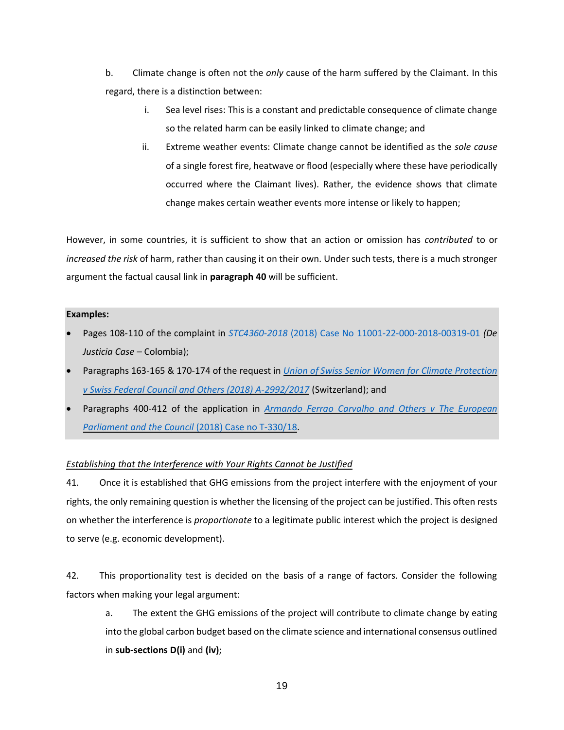b. Climate change is often not the *only* cause of the harm suffered by the Claimant. In this regard, there is a distinction between:

   i. Sea level rises: This is a constant and predictable consequence of climate change so the related harm can be easily linked to climate change; and

   ii. Extreme weather events: Climate change cannot be identified as the *sole cause* of a single forest fire, heatwave or flood (especially where these have periodically occurred where the Claimant lives). Rather, the evidence shows that climate change makes certain weather events more intense or likely to happen;

However, in some countries, it is sufficient to show that an action or omission has *contributed* to or *increased the risk* of harm, rather than causing it on their own. Under such tests, there is a much stronger argument the factual causal link in **paragraph 40** will be sufficient.

**Examples:**

- Pages 108-110 of the complaint in *STC4360-2018* (2018) Case No 11001-22-000-2018-00319-01 *(De Justicia Case* – Colombia);
- Paragraphs 163-165 & 170-174 of the request in *Union of Swiss Senior Women for Climate Protection v Swiss Federal Council and Others (2018) A-2992/2017* (Switzerland); and
- Paragraphs 400-412 of the application in *Armando Ferrao Carvalho and Others v The European Parliament and the Council* (2018) Case no T-330/18.

*Establishing that the Interference with Your Rights Cannot be Justified*

41. Once it is established that GHG emissions from the project interfere with the enjoyment of your rights, the only remaining question is whether the licensing of the project can be justified. This often rests on whether the interference is *proportionate* to a legitimate public interest which the project is designed to serve (e.g. economic development).

42. This proportionality test is decided on the basis of a range of factors. Consider the following factors when making your legal argument:

   a. The extent the GHG emissions of the project will contribute to climate change by eating into the global carbon budget based on the climate science and international consensus outlined in **sub-sections D(i)** and **(iv)**;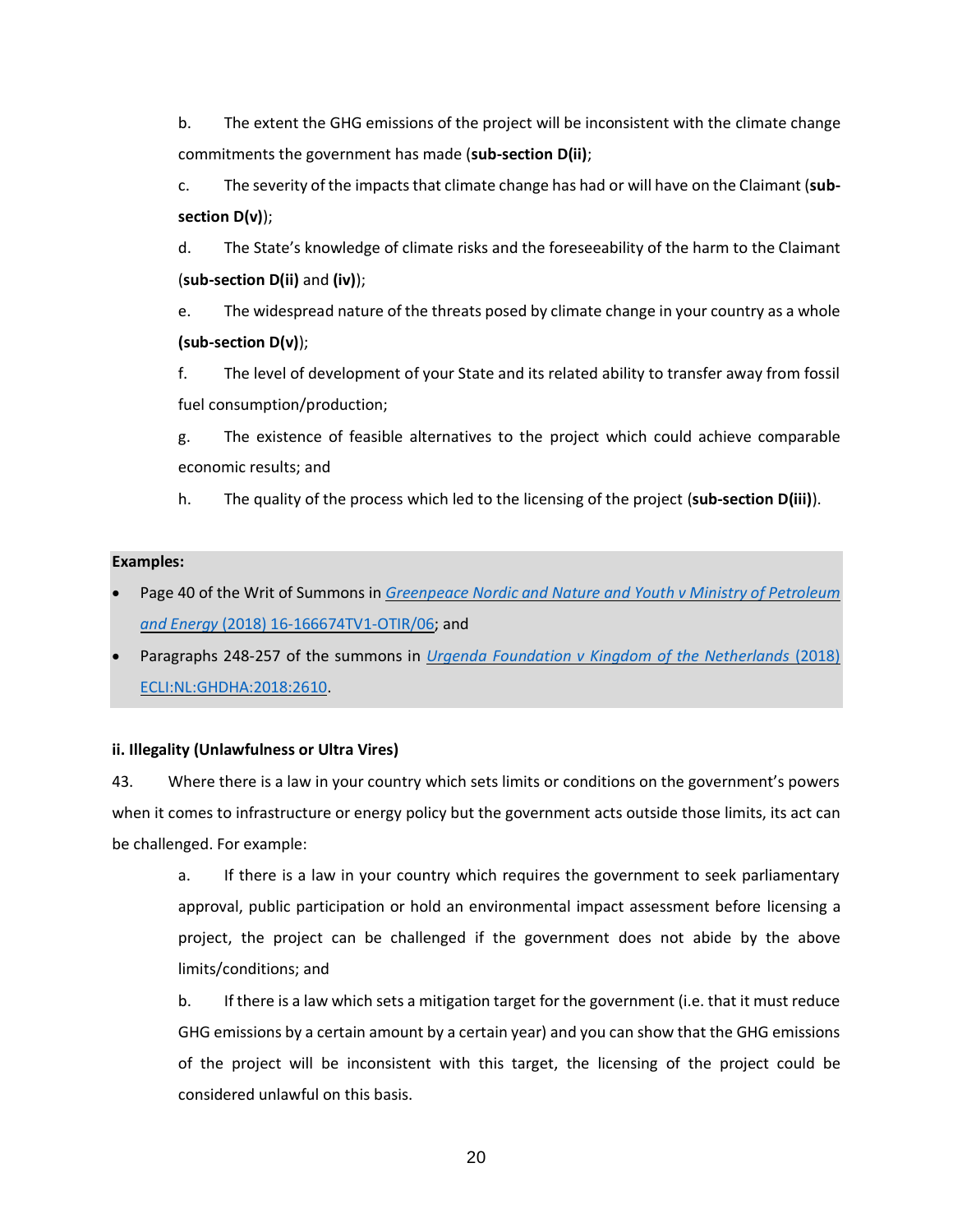b. The extent the GHG emissions of the project will be inconsistent with the climate change commitments the government has made (**sub-section D(ii)**;

c. The severity of the impacts that climate change has had or will have on the Claimant (**sub-section D(v)**);

d. The State's knowledge of climate risks and the foreseeability of the harm to the Claimant (**sub-section D(ii)** and **(iv)**);

e. The widespread nature of the threats posed by climate change in your country as a whole **(sub-section D(v)**);

f. The level of development of your State and its related ability to transfer away from fossil fuel consumption/production;

g. The existence of feasible alternatives to the project which could achieve comparable economic results; and

h. The quality of the process which led to the licensing of the project (**sub-section D(iii)**).

**Examples:**

- Page 40 of the Writ of Summons in *Greenpeace Nordic and Nature and Youth v Ministry of Petroleum and Energy* (2018) 16-166674TV1-OTIR/06; and
- Paragraphs 248-257 of the summons in *Urgenda Foundation v Kingdom of the Netherlands* (2018) ECLI:NL:GHDHA:2018:2610.

**ii. Illegality (Unlawfulness or Ultra Vires)**

43. Where there is a law in your country which sets limits or conditions on the government's powers when it comes to infrastructure or energy policy but the government acts outside those limits, its act can be challenged. For example:

a. If there is a law in your country which requires the government to seek parliamentary approval, public participation or hold an environmental impact assessment before licensing a project, the project can be challenged if the government does not abide by the above limits/conditions; and

b. If there is a law which sets a mitigation target for the government (i.e. that it must reduce GHG emissions by a certain amount by a certain year) and you can show that the GHG emissions of the project will be inconsistent with this target, the licensing of the project could be considered unlawful on this basis.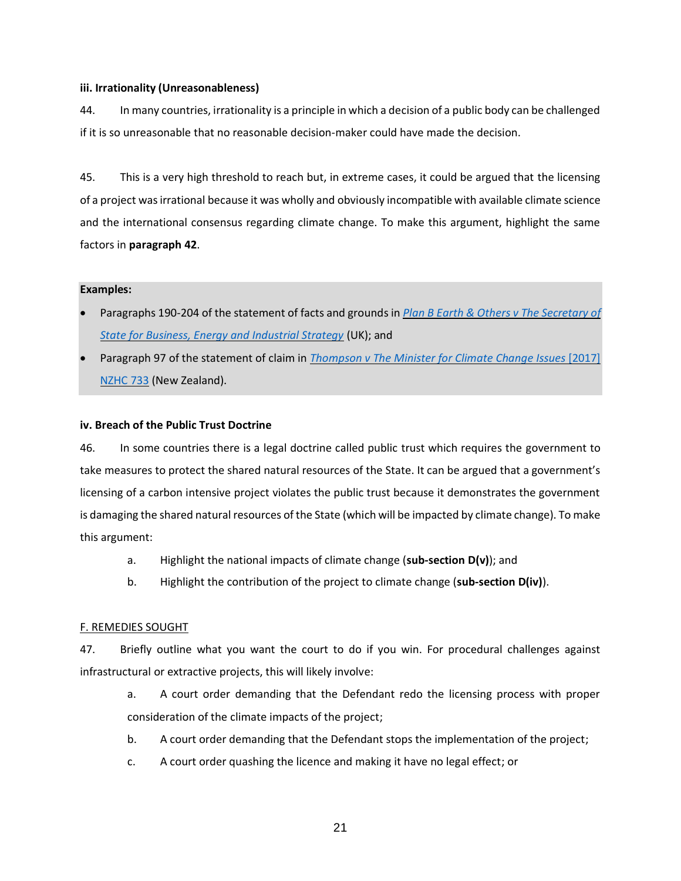**iii. Irrationality (Unreasonableness)**

44. In many countries, irrationality is a principle in which a decision of a public body can be challenged if it is so unreasonable that no reasonable decision-maker could have made the decision.

45. This is a very high threshold to reach but, in extreme cases, it could be argued that the licensing of a project was irrational because it was wholly and obviously incompatible with available climate science and the international consensus regarding climate change. To make this argument, highlight the same factors in **paragraph 42**.

**Examples:**

- Paragraphs 190-204 of the statement of facts and grounds in *Plan B Earth & Others v The Secretary of State for Business, Energy and Industrial Strategy* (UK); and
- Paragraph 97 of the statement of claim in *Thompson v The Minister for Climate Change Issues* [2017] NZHC 733 (New Zealand).

**iv. Breach of the Public Trust Doctrine**

46. In some countries there is a legal doctrine called public trust which requires the government to take measures to protect the shared natural resources of the State. It can be argued that a government's licensing of a carbon intensive project violates the public trust because it demonstrates the government is damaging the shared natural resources of the State (which will be impacted by climate change). To make this argument:

a. Highlight the national impacts of climate change (**sub-section D(v)**); and

b. Highlight the contribution of the project to climate change (**sub-section D(iv)**).

F. REMEDIES SOUGHT

47. Briefly outline what you want the court to do if you win. For procedural challenges against infrastructural or extractive projects, this will likely involve:

a. A court order demanding that the Defendant redo the licensing process with proper consideration of the climate impacts of the project;

b. A court order demanding that the Defendant stops the implementation of the project;

c. A court order quashing the licence and making it have no legal effect; or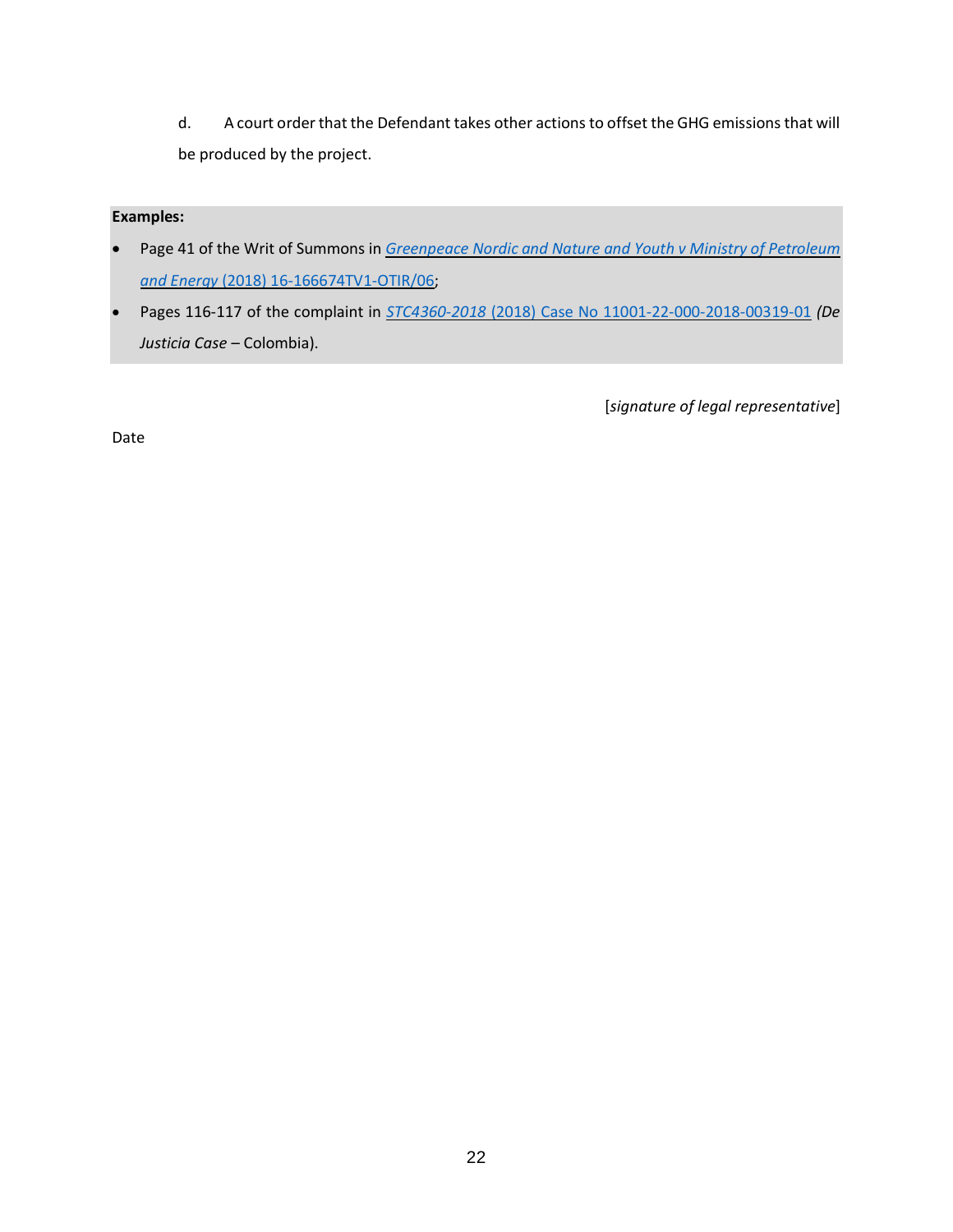d. A court order that the Defendant takes other actions to offset the GHG emissions that will be produced by the project.

**Examples:**

- Page 41 of the Writ of Summons in *Greenpeace Nordic and Nature and Youth v Ministry of Petroleum and Energy* (2018) 16-166674TV1-OTIR/06;
- Pages 116-117 of the complaint in *STC4360-2018* (2018) Case No 11001-22-000-2018-00319-01 *(De Justicia Case* – Colombia).

[*signature of legal representative*]

Date